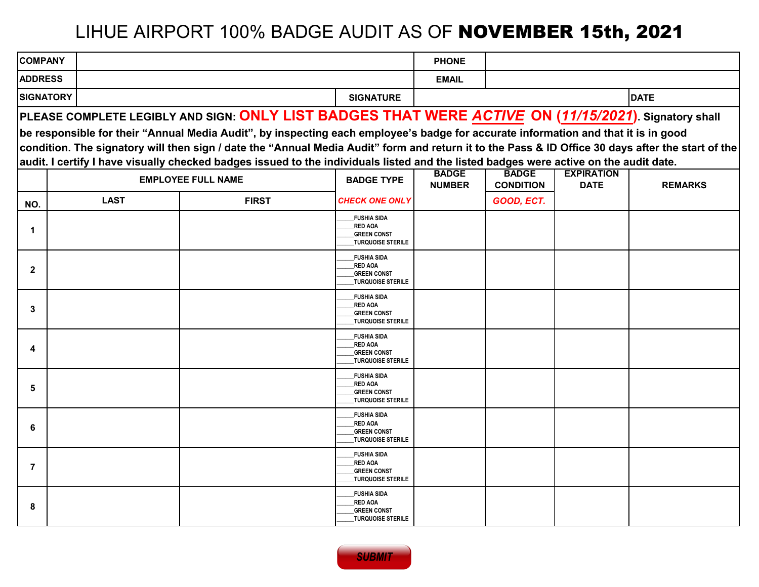# LIHUE AIRPORT 100% BADGE AUDIT AS OF **NOVEMBER 15th, 2021**

| **COMPANY** | | **PHONE** | | |
|---|---|---|---|---|
| **ADDRESS** | | **EMAIL** | | |
| **SIGNATORY** | | **SIGNATURE** | | **DATE** |

**PLEASE COMPLETE LEGIBLY AND SIGN: ONLY LIST BADGES THAT WERE *ACTIVE* ON (*11/15/2021*). Signatory shall be responsible for their "Annual Media Audit", by inspecting each employee's badge for accurate information and that it is in good condition. The signatory will then sign / date the "Annual Media Audit" form and return it to the Pass & ID Office 30 days after the start of the audit. I certify I have visually checked badges issued to the individuals listed and the listed badges were active on the audit date.**

| | EMPLOYEE FULL NAME | | BADGE TYPE | BADGE NUMBER | BADGE CONDITION | EXPIRATION DATE | REMARKS |
|---|---|---|---|---|---|---|---|
| **NO.** | **LAST** | **FIRST** | ***CHECK ONE ONLY*** | | ***GOOD, ECT.*** | | |
| **1** | | | _____FUSHIA SIDA<br>_____RED AOA<br>_____GREEN CONST<br>_____TURQUOISE STERILE | | | | |
| **2** | | | _____FUSHIA SIDA<br>_____RED AOA<br>_____GREEN CONST<br>_____TURQUOISE STERILE | | | | |
| **3** | | | _____FUSHIA SIDA<br>_____RED AOA<br>_____GREEN CONST<br>_____TURQUOISE STERILE | | | | |
| **4** | | | _____FUSHIA SIDA<br>_____RED AOA<br>_____GREEN CONST<br>_____TURQUOISE STERILE | | | | |
| **5** | | | _____FUSHIA SIDA<br>_____RED AOA<br>_____GREEN CONST<br>_____TURQUOISE STERILE | | | | |
| **6** | | | _____FUSHIA SIDA<br>_____RED AOA<br>_____GREEN CONST<br>_____TURQUOISE STERILE | | | | |
| **7** | | | _____FUSHIA SIDA<br>_____RED AOA<br>_____GREEN CONST<br>_____TURQUOISE STERILE | | | | |
| **8** | | | _____FUSHIA SIDA<br>_____RED AOA<br>_____GREEN CONST<br>_____TURQUOISE STERILE | | | | |

***SUBMIT***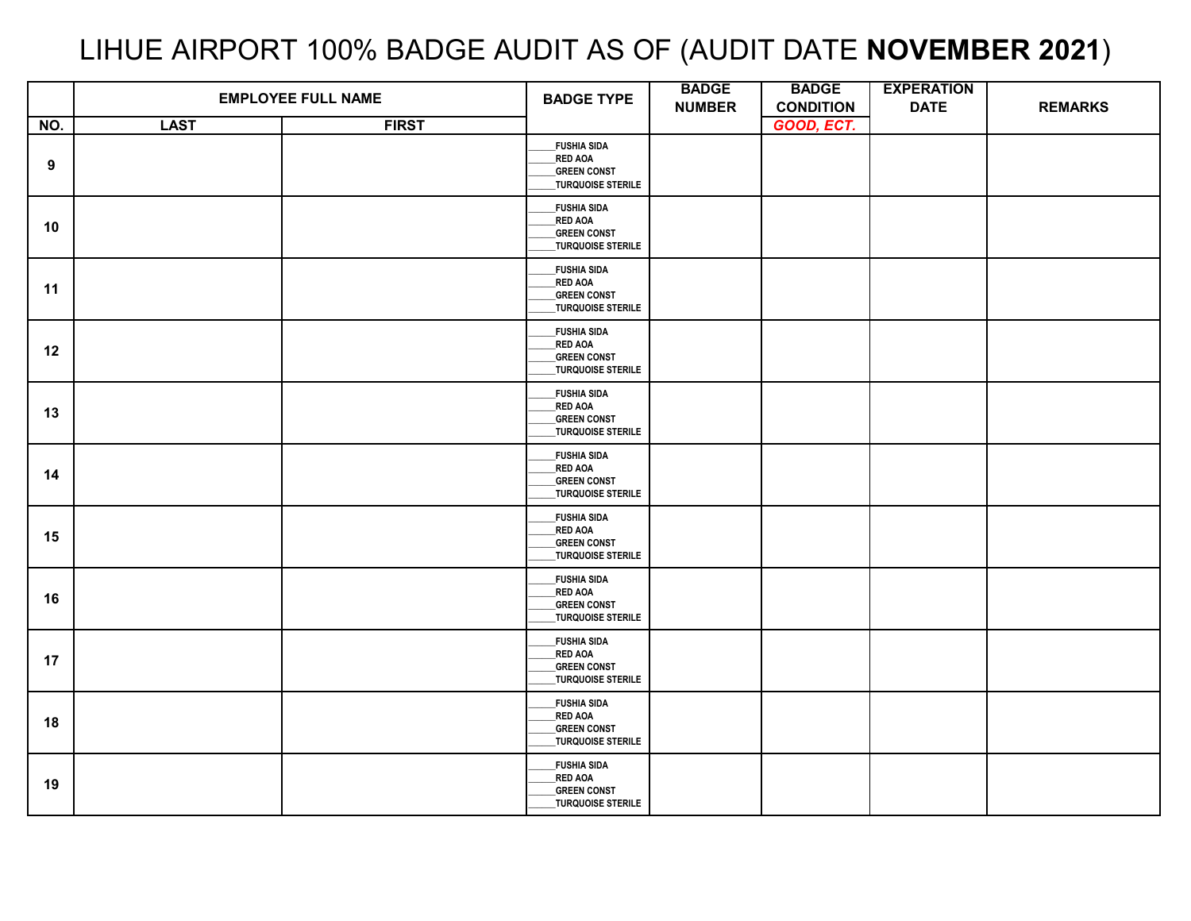# LIHUE AIRPORT 100% BADGE AUDIT AS OF (AUDIT DATE **NOVEMBER 2021**)

| | EMPLOYEE FULL NAME | | BADGE TYPE | BADGE NUMBER | BADGE CONDITION | EXPERATION DATE | REMARKS |
|---|---|---|---|---|---|---|---|
| NO. | LAST | FIRST | | | *GOOD, ECT.* | | |
| 9 | | | ______FUSHIA SIDA<br>______RED AOA<br>______GREEN CONST<br>______TURQUOISE STERILE | | | | |
| 10 | | | ______FUSHIA SIDA<br>______RED AOA<br>______GREEN CONST<br>______TURQUOISE STERILE | | | | |
| 11 | | | ______FUSHIA SIDA<br>______RED AOA<br>______GREEN CONST<br>______TURQUOISE STERILE | | | | |
| 12 | | | ______FUSHIA SIDA<br>______RED AOA<br>______GREEN CONST<br>______TURQUOISE STERILE | | | | |
| 13 | | | ______FUSHIA SIDA<br>______RED AOA<br>______GREEN CONST<br>______TURQUOISE STERILE | | | | |
| 14 | | | ______FUSHIA SIDA<br>______RED AOA<br>______GREEN CONST<br>______TURQUOISE STERILE | | | | |
| 15 | | | ______FUSHIA SIDA<br>______RED AOA<br>______GREEN CONST<br>______TURQUOISE STERILE | | | | |
| 16 | | | ______FUSHIA SIDA<br>______RED AOA<br>______GREEN CONST<br>______TURQUOISE STERILE | | | | |
| 17 | | | ______FUSHIA SIDA<br>______RED AOA<br>______GREEN CONST<br>______TURQUOISE STERILE | | | | |
| 18 | | | ______FUSHIA SIDA<br>______RED AOA<br>______GREEN CONST<br>______TURQUOISE STERILE | | | | |
| 19 | | | ______FUSHIA SIDA<br>______RED AOA<br>______GREEN CONST<br>______TURQUOISE STERILE | | | | |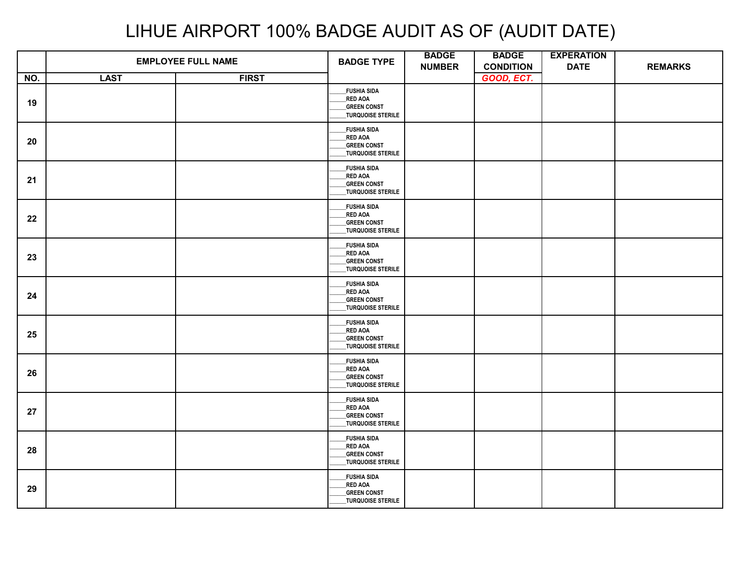# LIHUE AIRPORT 100% BADGE AUDIT AS OF (AUDIT DATE)

| | EMPLOYEE FULL NAME | | BADGE TYPE | BADGE NUMBER | BADGE CONDITION | EXPERATION DATE | REMARKS |
|---|---|---|---|---|---|---|---|
| NO. | LAST | FIRST | | | *GOOD, ECT.* | | |
| 19 | | | _____FUSHIA SIDA<br>_____RED AOA<br>_____GREEN CONST<br>_____TURQUOISE STERILE | | | | |
| 20 | | | _____FUSHIA SIDA<br>_____RED AOA<br>_____GREEN CONST<br>_____TURQUOISE STERILE | | | | |
| 21 | | | _____FUSHIA SIDA<br>_____RED AOA<br>_____GREEN CONST<br>_____TURQUOISE STERILE | | | | |
| 22 | | | _____FUSHIA SIDA<br>_____RED AOA<br>_____GREEN CONST<br>_____TURQUOISE STERILE | | | | |
| 23 | | | _____FUSHIA SIDA<br>_____RED AOA<br>_____GREEN CONST<br>_____TURQUOISE STERILE | | | | |
| 24 | | | _____FUSHIA SIDA<br>_____RED AOA<br>_____GREEN CONST<br>_____TURQUOISE STERILE | | | | |
| 25 | | | _____FUSHIA SIDA<br>_____RED AOA<br>_____GREEN CONST<br>_____TURQUOISE STERILE | | | | |
| 26 | | | _____FUSHIA SIDA<br>_____RED AOA<br>_____GREEN CONST<br>_____TURQUOISE STERILE | | | | |
| 27 | | | _____FUSHIA SIDA<br>_____RED AOA<br>_____GREEN CONST<br>_____TURQUOISE STERILE | | | | |
| 28 | | | _____FUSHIA SIDA<br>_____RED AOA<br>_____GREEN CONST<br>_____TURQUOISE STERILE | | | | |
| 29 | | | _____FUSHIA SIDA<br>_____RED AOA<br>_____GREEN CONST<br>_____TURQUOISE STERILE | | | | |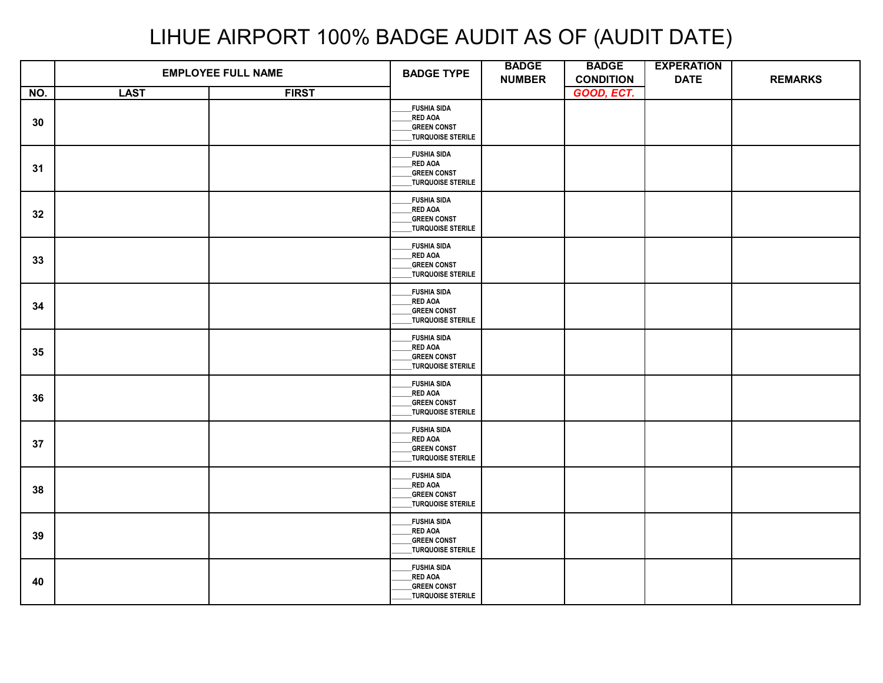# LIHUE AIRPORT 100% BADGE AUDIT AS OF (AUDIT DATE)

| | EMPLOYEE FULL NAME | | BADGE TYPE | BADGE NUMBER | BADGE CONDITION | EXPERATION DATE | REMARKS |
|---|---|---|---|---|---|---|---|
| NO. | LAST | FIRST | | | *GOOD, ECT.* | | |
| 30 | | | ______FUSHIA SIDA<br>______RED AOA<br>______GREEN CONST<br>______TURQUOISE STERILE | | | | |
| 31 | | | ______FUSHIA SIDA<br>______RED AOA<br>______GREEN CONST<br>______TURQUOISE STERILE | | | | |
| 32 | | | ______FUSHIA SIDA<br>______RED AOA<br>______GREEN CONST<br>______TURQUOISE STERILE | | | | |
| 33 | | | ______FUSHIA SIDA<br>______RED AOA<br>______GREEN CONST<br>______TURQUOISE STERILE | | | | |
| 34 | | | ______FUSHIA SIDA<br>______RED AOA<br>______GREEN CONST<br>______TURQUOISE STERILE | | | | |
| 35 | | | ______FUSHIA SIDA<br>______RED AOA<br>______GREEN CONST<br>______TURQUOISE STERILE | | | | |
| 36 | | | ______FUSHIA SIDA<br>______RED AOA<br>______GREEN CONST<br>______TURQUOISE STERILE | | | | |
| 37 | | | ______FUSHIA SIDA<br>______RED AOA<br>______GREEN CONST<br>______TURQUOISE STERILE | | | | |
| 38 | | | ______FUSHIA SIDA<br>______RED AOA<br>______GREEN CONST<br>______TURQUOISE STERILE | | | | |
| 39 | | | ______FUSHIA SIDA<br>______RED AOA<br>______GREEN CONST<br>______TURQUOISE STERILE | | | | |
| 40 | | | ______FUSHIA SIDA<br>______RED AOA<br>______GREEN CONST<br>______TURQUOISE STERILE | | | | |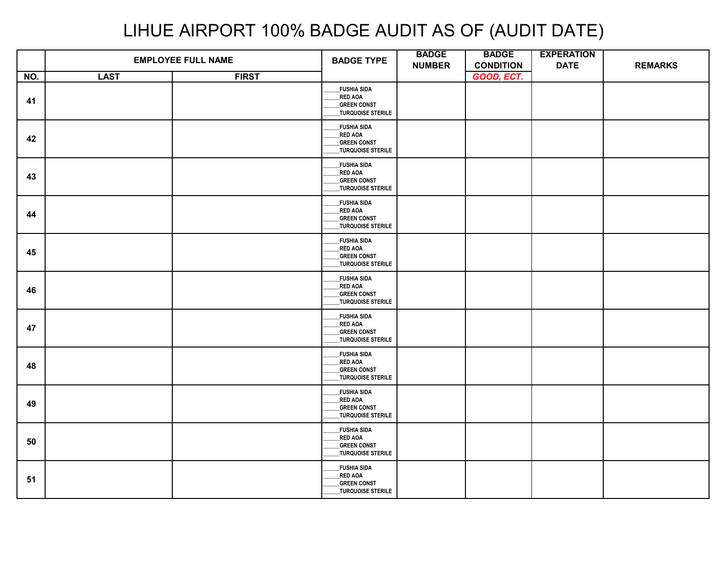# LIHUE AIRPORT 100% BADGE AUDIT AS OF (AUDIT DATE)

| NO. | EMPLOYEE FULL NAME | | BADGE TYPE | BADGE NUMBER | BADGE CONDITION | EXPERATION DATE | REMARKS |
|---|---|---|---|---|---|---|---|
| | LAST | FIRST | | | *GOOD, ECT.* | | |
| 41 | | | _____FUSHIA SIDA<br>_____RED AOA<br>_____GREEN CONST<br>_____TURQUOISE STERILE | | | | |
| 42 | | | _____FUSHIA SIDA<br>_____RED AOA<br>_____GREEN CONST<br>_____TURQUOISE STERILE | | | | |
| 43 | | | _____FUSHIA SIDA<br>_____RED AOA<br>_____GREEN CONST<br>_____TURQUOISE STERILE | | | | |
| 44 | | | _____FUSHIA SIDA<br>_____RED AOA<br>_____GREEN CONST<br>_____TURQUOISE STERILE | | | | |
| 45 | | | _____FUSHIA SIDA<br>_____RED AOA<br>_____GREEN CONST<br>_____TURQUOISE STERILE | | | | |
| 46 | | | _____FUSHIA SIDA<br>_____RED AOA<br>_____GREEN CONST<br>_____TURQUOISE STERILE | | | | |
| 47 | | | _____FUSHIA SIDA<br>_____RED AOA<br>_____GREEN CONST<br>_____TURQUOISE STERILE | | | | |
| 48 | | | _____FUSHIA SIDA<br>_____RED AOA<br>_____GREEN CONST<br>_____TURQUOISE STERILE | | | | |
| 49 | | | _____FUSHIA SIDA<br>_____RED AOA<br>_____GREEN CONST<br>_____TURQUOISE STERILE | | | | |
| 50 | | | _____FUSHIA SIDA<br>_____RED AOA<br>_____GREEN CONST<br>_____TURQUOISE STERILE | | | | |
| 51 | | | _____FUSHIA SIDA<br>_____RED AOA<br>_____GREEN CONST<br>_____TURQUOISE STERILE | | | | |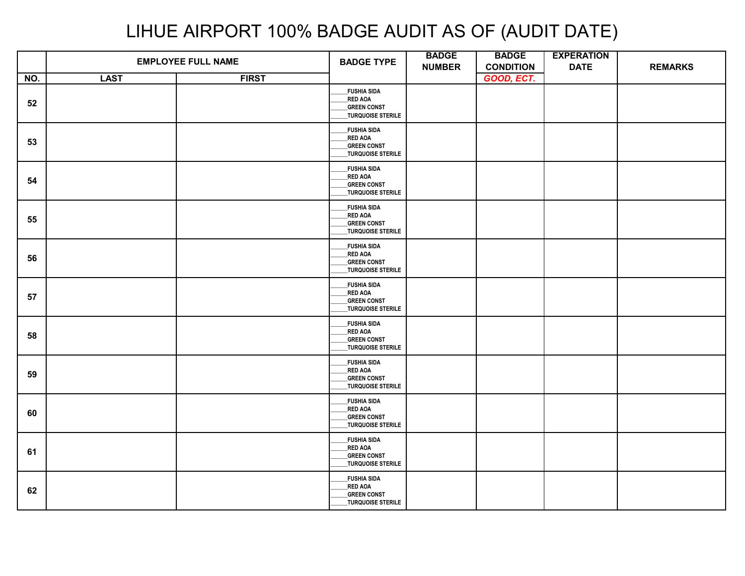# LIHUE AIRPORT 100% BADGE AUDIT AS OF (AUDIT DATE)

| NO. | EMPLOYEE FULL NAME | | BADGE TYPE | BADGE NUMBER | BADGE CONDITION | EXPERATION DATE | REMARKS |
|---|---|---|---|---|---|---|---|
| | LAST | FIRST | | | *GOOD, ECT.* | | |
| 52 | | | _____FUSHIA SIDA<br>_____RED AOA<br>_____GREEN CONST<br>_____TURQUOISE STERILE | | | | |
| 53 | | | _____FUSHIA SIDA<br>_____RED AOA<br>_____GREEN CONST<br>_____TURQUOISE STERILE | | | | |
| 54 | | | _____FUSHIA SIDA<br>_____RED AOA<br>_____GREEN CONST<br>_____TURQUOISE STERILE | | | | |
| 55 | | | _____FUSHIA SIDA<br>_____RED AOA<br>_____GREEN CONST<br>_____TURQUOISE STERILE | | | | |
| 56 | | | _____FUSHIA SIDA<br>_____RED AOA<br>_____GREEN CONST<br>_____TURQUOISE STERILE | | | | |
| 57 | | | _____FUSHIA SIDA<br>_____RED AOA<br>_____GREEN CONST<br>_____TURQUOISE STERILE | | | | |
| 58 | | | _____FUSHIA SIDA<br>_____RED AOA<br>_____GREEN CONST<br>_____TURQUOISE STERILE | | | | |
| 59 | | | _____FUSHIA SIDA<br>_____RED AOA<br>_____GREEN CONST<br>_____TURQUOISE STERILE | | | | |
| 60 | | | _____FUSHIA SIDA<br>_____RED AOA<br>_____GREEN CONST<br>_____TURQUOISE STERILE | | | | |
| 61 | | | _____FUSHIA SIDA<br>_____RED AOA<br>_____GREEN CONST<br>_____TURQUOISE STERILE | | | | |
| 62 | | | _____FUSHIA SIDA<br>_____RED AOA<br>_____GREEN CONST<br>_____TURQUOISE STERILE | | | | |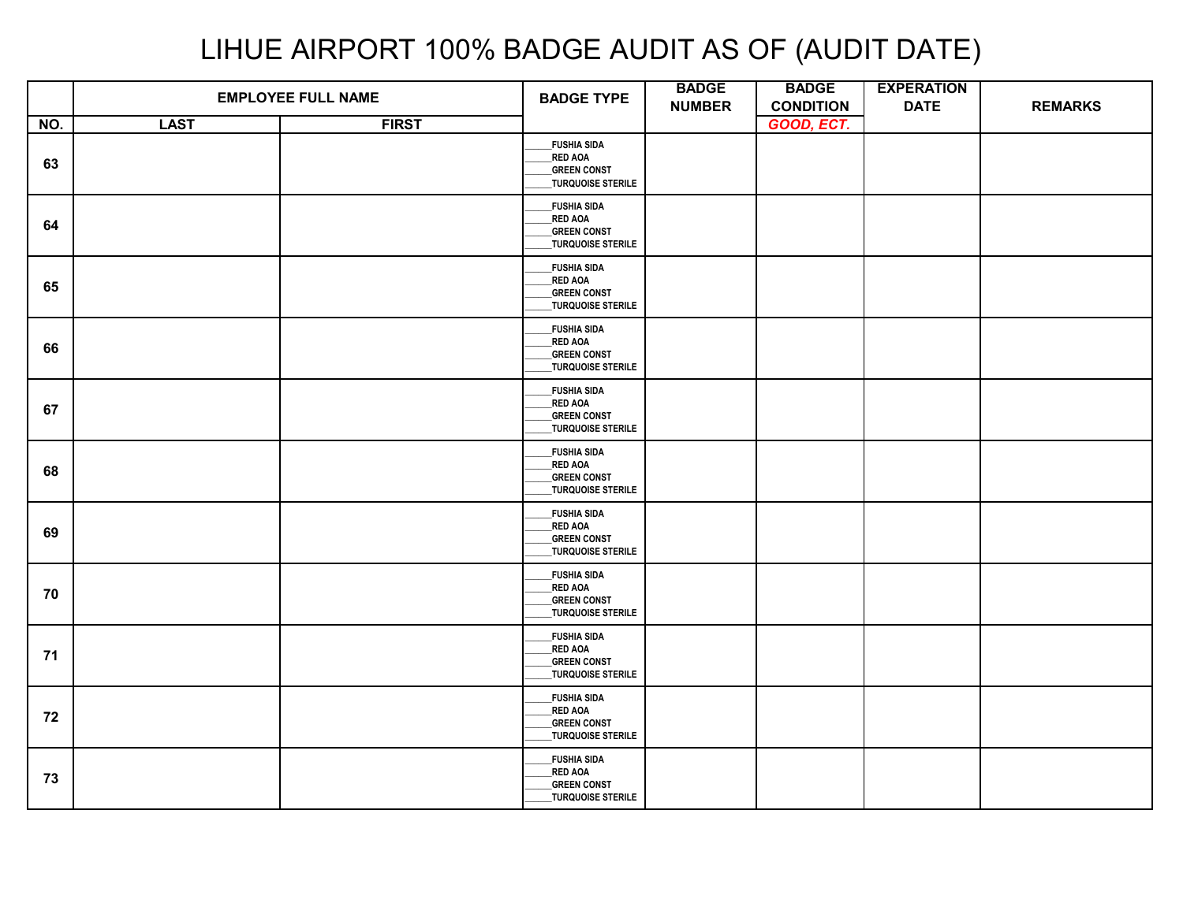# LIHUE AIRPORT 100% BADGE AUDIT AS OF (AUDIT DATE)

| | EMPLOYEE FULL NAME | | BADGE TYPE | BADGE NUMBER | BADGE CONDITION | EXPERATION DATE | REMARKS |
|---|---|---|---|---|---|---|---|
| NO. | LAST | FIRST | | | *GOOD, ECT.* | | |
| 63 | | | _____FUSHIA SIDA<br>_____RED AOA<br>_____GREEN CONST<br>_____TURQUOISE STERILE | | | | |
| 64 | | | _____FUSHIA SIDA<br>_____RED AOA<br>_____GREEN CONST<br>_____TURQUOISE STERILE | | | | |
| 65 | | | _____FUSHIA SIDA<br>_____RED AOA<br>_____GREEN CONST<br>_____TURQUOISE STERILE | | | | |
| 66 | | | _____FUSHIA SIDA<br>_____RED AOA<br>_____GREEN CONST<br>_____TURQUOISE STERILE | | | | |
| 67 | | | _____FUSHIA SIDA<br>_____RED AOA<br>_____GREEN CONST<br>_____TURQUOISE STERILE | | | | |
| 68 | | | _____FUSHIA SIDA<br>_____RED AOA<br>_____GREEN CONST<br>_____TURQUOISE STERILE | | | | |
| 69 | | | _____FUSHIA SIDA<br>_____RED AOA<br>_____GREEN CONST<br>_____TURQUOISE STERILE | | | | |
| 70 | | | _____FUSHIA SIDA<br>_____RED AOA<br>_____GREEN CONST<br>_____TURQUOISE STERILE | | | | |
| 71 | | | _____FUSHIA SIDA<br>_____RED AOA<br>_____GREEN CONST<br>_____TURQUOISE STERILE | | | | |
| 72 | | | _____FUSHIA SIDA<br>_____RED AOA<br>_____GREEN CONST<br>_____TURQUOISE STERILE | | | | |
| 73 | | | _____FUSHIA SIDA<br>_____RED AOA<br>_____GREEN CONST<br>_____TURQUOISE STERILE | | | | |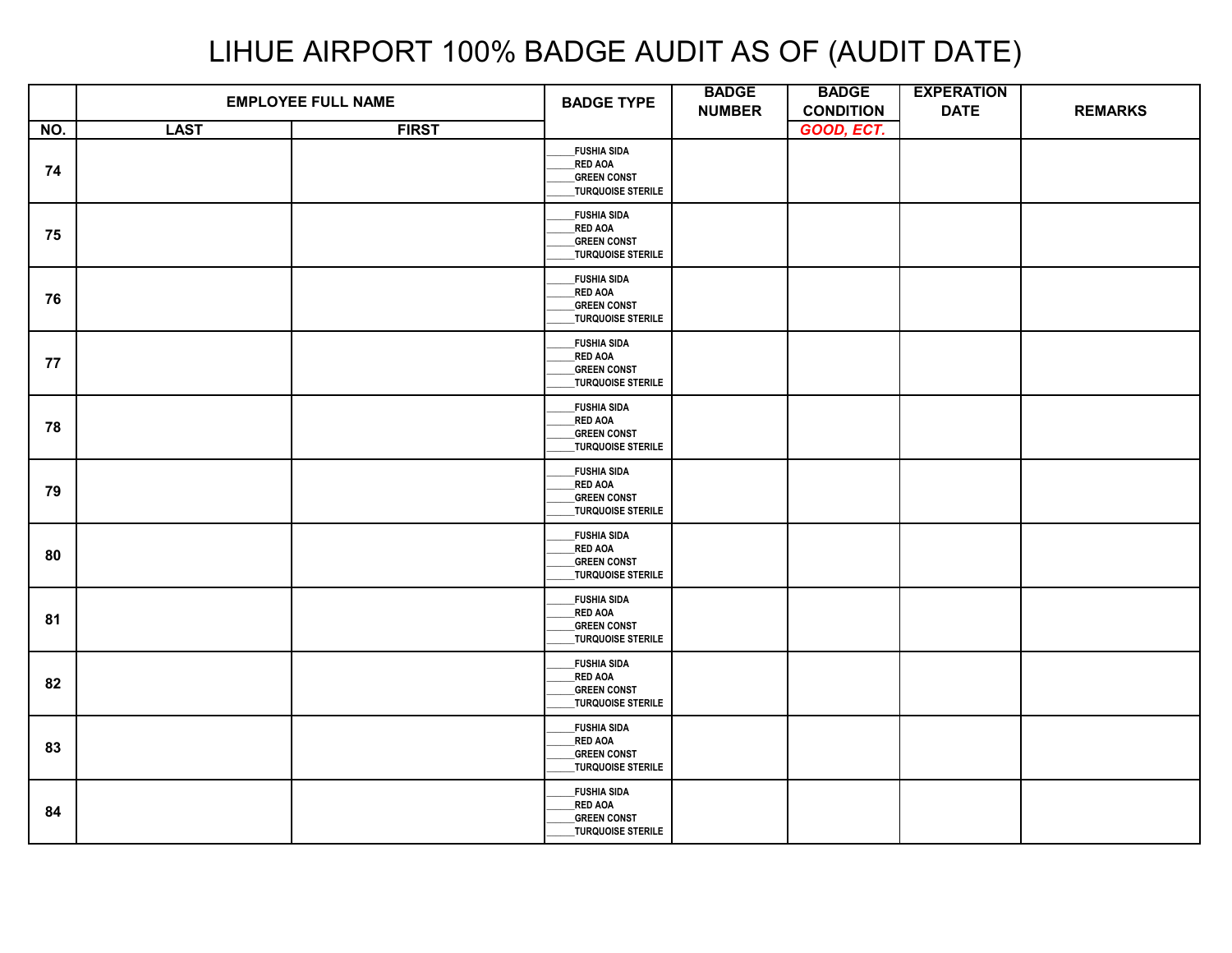# LIHUE AIRPORT 100% BADGE AUDIT AS OF (AUDIT DATE)

| NO. | EMPLOYEE FULL NAME | | BADGE TYPE | BADGE NUMBER | BADGE CONDITION | EXPERATION DATE | REMARKS |
|---|---|---|---|---|---|---|---|
| | LAST | FIRST | | | *GOOD, ECT.* | | |
| 74 | | | _____FUSHIA SIDA<br>_____RED AOA<br>_____GREEN CONST<br>_____TURQUOISE STERILE | | | | |
| 75 | | | _____FUSHIA SIDA<br>_____RED AOA<br>_____GREEN CONST<br>_____TURQUOISE STERILE | | | | |
| 76 | | | _____FUSHIA SIDA<br>_____RED AOA<br>_____GREEN CONST<br>_____TURQUOISE STERILE | | | | |
| 77 | | | _____FUSHIA SIDA<br>_____RED AOA<br>_____GREEN CONST<br>_____TURQUOISE STERILE | | | | |
| 78 | | | _____FUSHIA SIDA<br>_____RED AOA<br>_____GREEN CONST<br>_____TURQUOISE STERILE | | | | |
| 79 | | | _____FUSHIA SIDA<br>_____RED AOA<br>_____GREEN CONST<br>_____TURQUOISE STERILE | | | | |
| 80 | | | _____FUSHIA SIDA<br>_____RED AOA<br>_____GREEN CONST<br>_____TURQUOISE STERILE | | | | |
| 81 | | | _____FUSHIA SIDA<br>_____RED AOA<br>_____GREEN CONST<br>_____TURQUOISE STERILE | | | | |
| 82 | | | _____FUSHIA SIDA<br>_____RED AOA<br>_____GREEN CONST<br>_____TURQUOISE STERILE | | | | |
| 83 | | | _____FUSHIA SIDA<br>_____RED AOA<br>_____GREEN CONST<br>_____TURQUOISE STERILE | | | | |
| 84 | | | _____FUSHIA SIDA<br>_____RED AOA<br>_____GREEN CONST<br>_____TURQUOISE STERILE | | | | |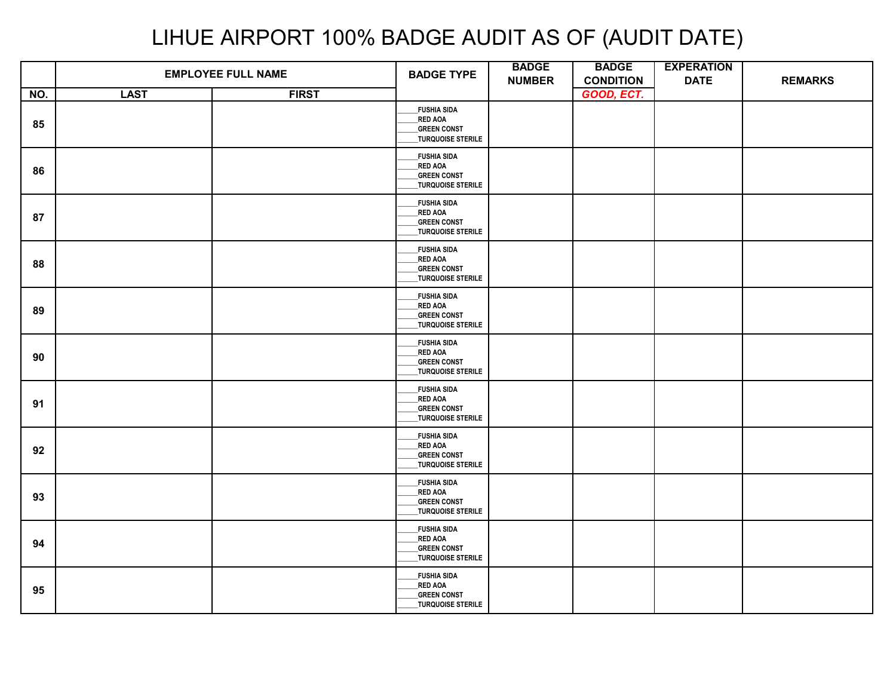# LIHUE AIRPORT 100% BADGE AUDIT AS OF (AUDIT DATE)

| NO. | EMPLOYEE FULL NAME | | BADGE TYPE | BADGE NUMBER | BADGE CONDITION | EXPERATION DATE | REMARKS |
|---|---|---|---|---|---|---|---|
| | LAST | FIRST | | | *GOOD, ECT.* | | |
| 85 | | | _____FUSHIA SIDA<br>_____RED AOA<br>_____GREEN CONST<br>_____TURQUOISE STERILE | | | | |
| 86 | | | _____FUSHIA SIDA<br>_____RED AOA<br>_____GREEN CONST<br>_____TURQUOISE STERILE | | | | |
| 87 | | | _____FUSHIA SIDA<br>_____RED AOA<br>_____GREEN CONST<br>_____TURQUOISE STERILE | | | | |
| 88 | | | _____FUSHIA SIDA<br>_____RED AOA<br>_____GREEN CONST<br>_____TURQUOISE STERILE | | | | |
| 89 | | | _____FUSHIA SIDA<br>_____RED AOA<br>_____GREEN CONST<br>_____TURQUOISE STERILE | | | | |
| 90 | | | _____FUSHIA SIDA<br>_____RED AOA<br>_____GREEN CONST<br>_____TURQUOISE STERILE | | | | |
| 91 | | | _____FUSHIA SIDA<br>_____RED AOA<br>_____GREEN CONST<br>_____TURQUOISE STERILE | | | | |
| 92 | | | _____FUSHIA SIDA<br>_____RED AOA<br>_____GREEN CONST<br>_____TURQUOISE STERILE | | | | |
| 93 | | | _____FUSHIA SIDA<br>_____RED AOA<br>_____GREEN CONST<br>_____TURQUOISE STERILE | | | | |
| 94 | | | _____FUSHIA SIDA<br>_____RED AOA<br>_____GREEN CONST<br>_____TURQUOISE STERILE | | | | |
| 95 | | | _____FUSHIA SIDA<br>_____RED AOA<br>_____GREEN CONST<br>_____TURQUOISE STERILE | | | | |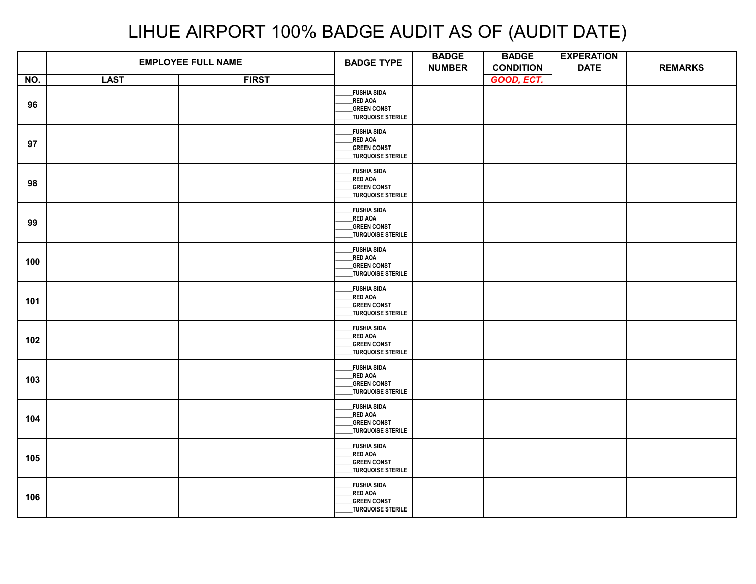# LIHUE AIRPORT 100% BADGE AUDIT AS OF (AUDIT DATE)

| | EMPLOYEE FULL NAME | | BADGE TYPE | BADGE NUMBER | BADGE CONDITION | EXPERATION DATE | REMARKS |
|---|---|---|---|---|---|---|---|
| NO. | LAST | FIRST | | | *GOOD, ECT.* | | |
| 96 | | | _____FUSHIA SIDA<br>_____RED AOA<br>_____GREEN CONST<br>_____TURQUOISE STERILE | | | | |
| 97 | | | _____FUSHIA SIDA<br>_____RED AOA<br>_____GREEN CONST<br>_____TURQUOISE STERILE | | | | |
| 98 | | | _____FUSHIA SIDA<br>_____RED AOA<br>_____GREEN CONST<br>_____TURQUOISE STERILE | | | | |
| 99 | | | _____FUSHIA SIDA<br>_____RED AOA<br>_____GREEN CONST<br>_____TURQUOISE STERILE | | | | |
| 100 | | | _____FUSHIA SIDA<br>_____RED AOA<br>_____GREEN CONST<br>_____TURQUOISE STERILE | | | | |
| 101 | | | _____FUSHIA SIDA<br>_____RED AOA<br>_____GREEN CONST<br>_____TURQUOISE STERILE | | | | |
| 102 | | | _____FUSHIA SIDA<br>_____RED AOA<br>_____GREEN CONST<br>_____TURQUOISE STERILE | | | | |
| 103 | | | _____FUSHIA SIDA<br>_____RED AOA<br>_____GREEN CONST<br>_____TURQUOISE STERILE | | | | |
| 104 | | | _____FUSHIA SIDA<br>_____RED AOA<br>_____GREEN CONST<br>_____TURQUOISE STERILE | | | | |
| 105 | | | _____FUSHIA SIDA<br>_____RED AOA<br>_____GREEN CONST<br>_____TURQUOISE STERILE | | | | |
| 106 | | | _____FUSHIA SIDA<br>_____RED AOA<br>_____GREEN CONST<br>_____TURQUOISE STERILE | | | | |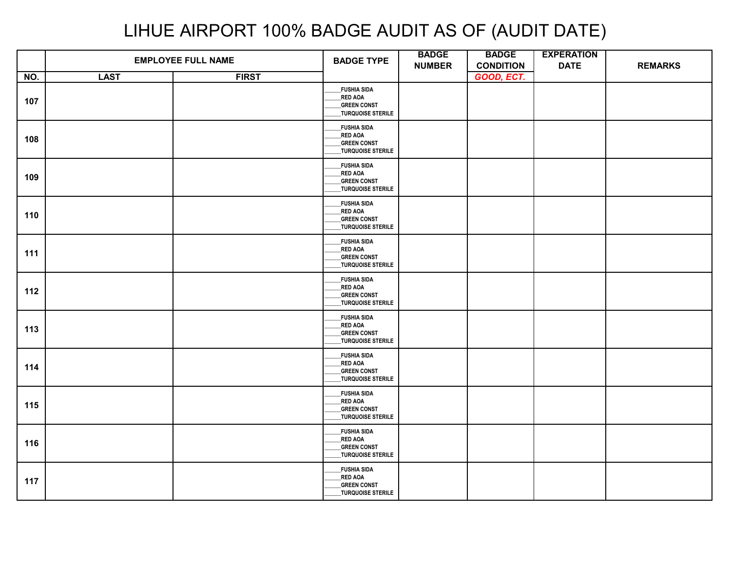# LIHUE AIRPORT 100% BADGE AUDIT AS OF (AUDIT DATE)

| | EMPLOYEE FULL NAME | | BADGE TYPE | BADGE NUMBER | BADGE CONDITION | EXPERATION DATE | REMARKS |
|---|---|---|---|---|---|---|---|
| NO. | LAST | FIRST | | | *GOOD, ECT.* | | |
| 107 | | | _____FUSHIA SIDA<br>_____RED AOA<br>_____GREEN CONST<br>_____TURQUOISE STERILE | | | | |
| 108 | | | _____FUSHIA SIDA<br>_____RED AOA<br>_____GREEN CONST<br>_____TURQUOISE STERILE | | | | |
| 109 | | | _____FUSHIA SIDA<br>_____RED AOA<br>_____GREEN CONST<br>_____TURQUOISE STERILE | | | | |
| 110 | | | _____FUSHIA SIDA<br>_____RED AOA<br>_____GREEN CONST<br>_____TURQUOISE STERILE | | | | |
| 111 | | | _____FUSHIA SIDA<br>_____RED AOA<br>_____GREEN CONST<br>_____TURQUOISE STERILE | | | | |
| 112 | | | _____FUSHIA SIDA<br>_____RED AOA<br>_____GREEN CONST<br>_____TURQUOISE STERILE | | | | |
| 113 | | | _____FUSHIA SIDA<br>_____RED AOA<br>_____GREEN CONST<br>_____TURQUOISE STERILE | | | | |
| 114 | | | _____FUSHIA SIDA<br>_____RED AOA<br>_____GREEN CONST<br>_____TURQUOISE STERILE | | | | |
| 115 | | | _____FUSHIA SIDA<br>_____RED AOA<br>_____GREEN CONST<br>_____TURQUOISE STERILE | | | | |
| 116 | | | _____FUSHIA SIDA<br>_____RED AOA<br>_____GREEN CONST<br>_____TURQUOISE STERILE | | | | |
| 117 | | | _____FUSHIA SIDA<br>_____RED AOA<br>_____GREEN CONST<br>_____TURQUOISE STERILE | | | | |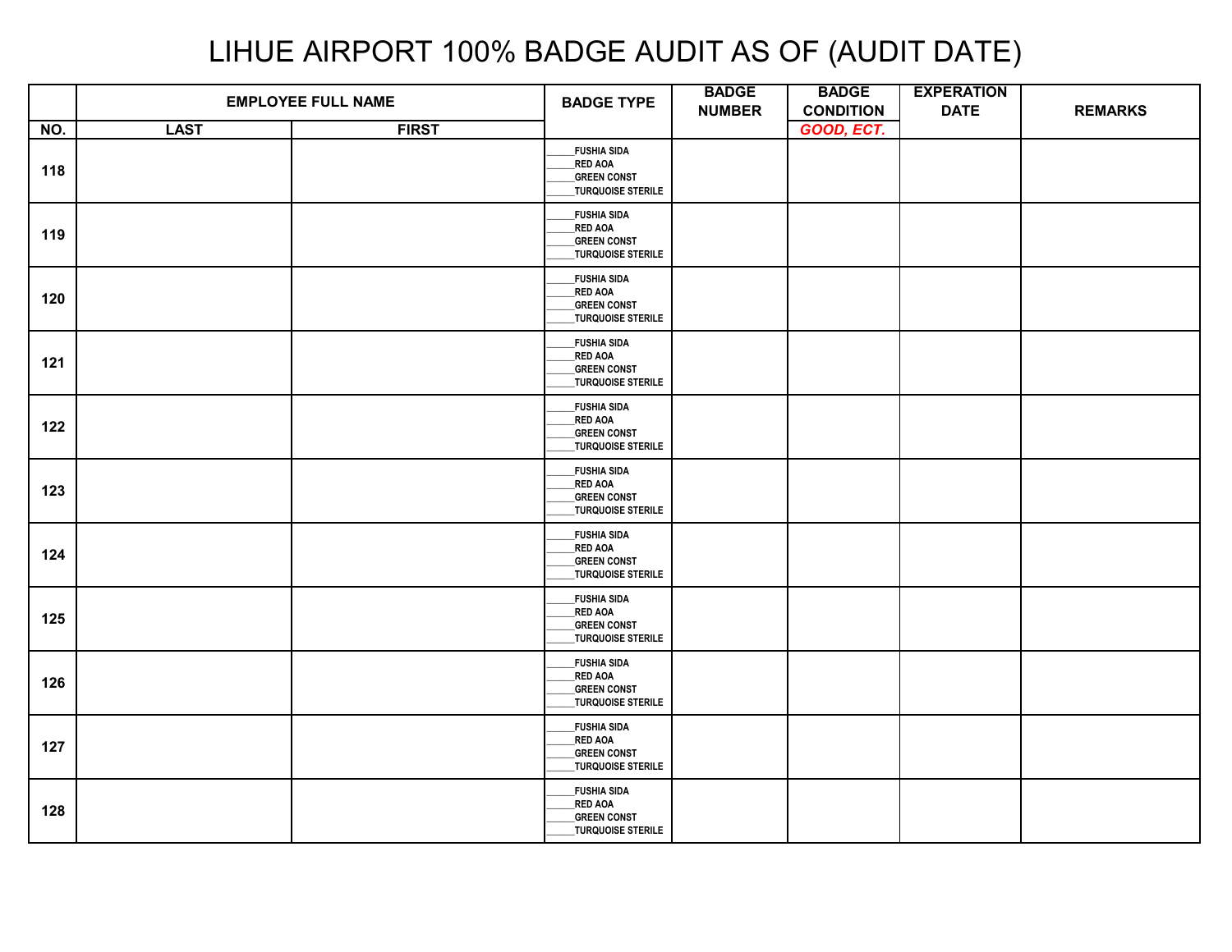# LIHUE AIRPORT 100% BADGE AUDIT AS OF (AUDIT DATE)

| | EMPLOYEE FULL NAME | | BADGE TYPE | BADGE NUMBER | BADGE CONDITION | EXPERATION DATE | REMARKS |
|---|---|---|---|---|---|---|---|
| NO. | LAST | FIRST | | | *GOOD, ECT.* | | |
| 118 | | | ______FUSHIA SIDA<br>______RED AOA<br>______GREEN CONST<br>______TURQUOISE STERILE | | | | |
| 119 | | | ______FUSHIA SIDA<br>______RED AOA<br>______GREEN CONST<br>______TURQUOISE STERILE | | | | |
| 120 | | | ______FUSHIA SIDA<br>______RED AOA<br>______GREEN CONST<br>______TURQUOISE STERILE | | | | |
| 121 | | | ______FUSHIA SIDA<br>______RED AOA<br>______GREEN CONST<br>______TURQUOISE STERILE | | | | |
| 122 | | | ______FUSHIA SIDA<br>______RED AOA<br>______GREEN CONST<br>______TURQUOISE STERILE | | | | |
| 123 | | | ______FUSHIA SIDA<br>______RED AOA<br>______GREEN CONST<br>______TURQUOISE STERILE | | | | |
| 124 | | | ______FUSHIA SIDA<br>______RED AOA<br>______GREEN CONST<br>______TURQUOISE STERILE | | | | |
| 125 | | | ______FUSHIA SIDA<br>______RED AOA<br>______GREEN CONST<br>______TURQUOISE STERILE | | | | |
| 126 | | | ______FUSHIA SIDA<br>______RED AOA<br>______GREEN CONST<br>______TURQUOISE STERILE | | | | |
| 127 | | | ______FUSHIA SIDA<br>______RED AOA<br>______GREEN CONST<br>______TURQUOISE STERILE | | | | |
| 128 | | | ______FUSHIA SIDA<br>______RED AOA<br>______GREEN CONST<br>______TURQUOISE STERILE | | | | |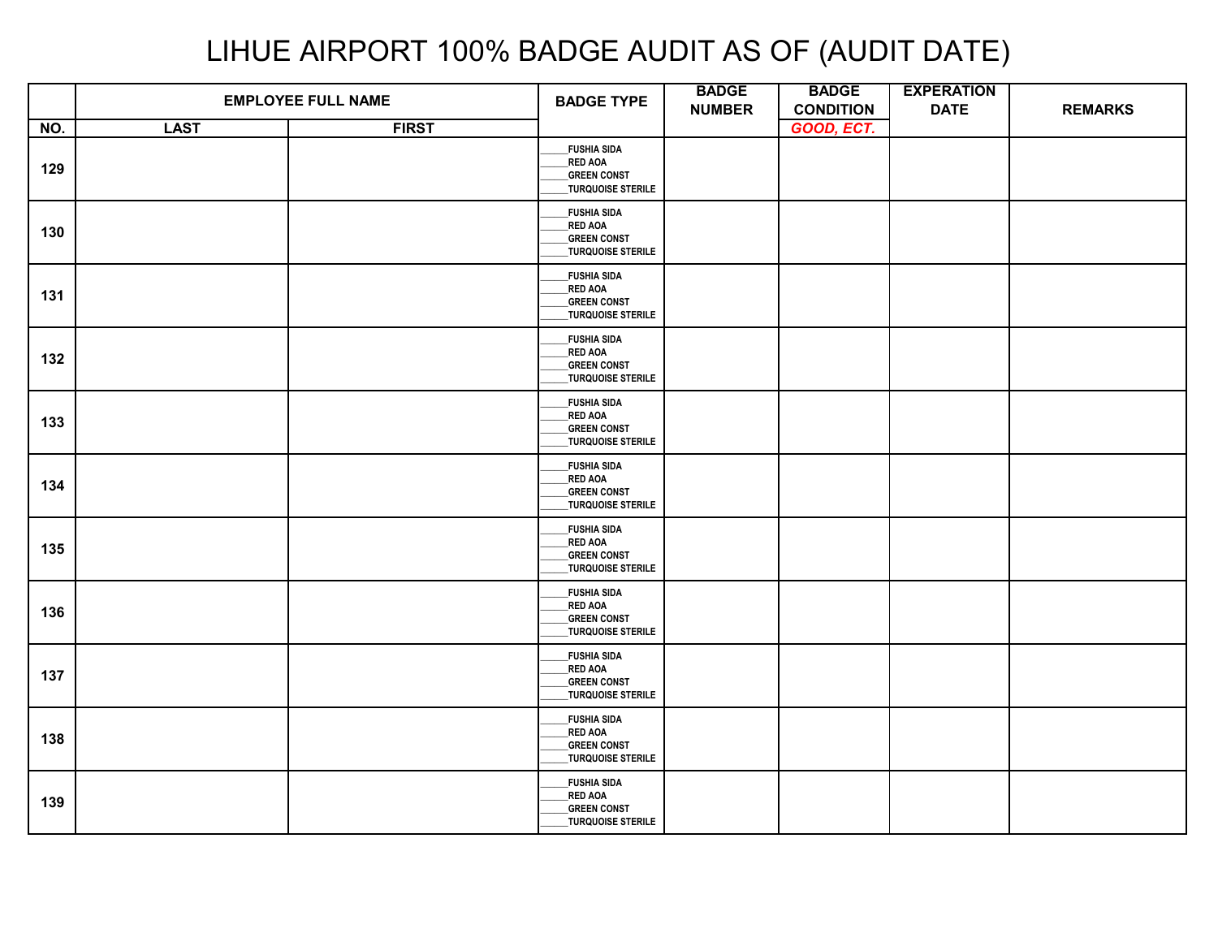# LIHUE AIRPORT 100% BADGE AUDIT AS OF (AUDIT DATE)

| | EMPLOYEE FULL NAME | | BADGE TYPE | BADGE NUMBER | BADGE CONDITION | EXPERATION DATE | REMARKS |
|---|---|---|---|---|---|---|---|
| NO. | LAST | FIRST | | | *GOOD, ECT.* | | |
| 129 | | | _____FUSHIA SIDA<br>_____RED AOA<br>_____GREEN CONST<br>_____TURQUOISE STERILE | | | | |
| 130 | | | _____FUSHIA SIDA<br>_____RED AOA<br>_____GREEN CONST<br>_____TURQUOISE STERILE | | | | |
| 131 | | | _____FUSHIA SIDA<br>_____RED AOA<br>_____GREEN CONST<br>_____TURQUOISE STERILE | | | | |
| 132 | | | _____FUSHIA SIDA<br>_____RED AOA<br>_____GREEN CONST<br>_____TURQUOISE STERILE | | | | |
| 133 | | | _____FUSHIA SIDA<br>_____RED AOA<br>_____GREEN CONST<br>_____TURQUOISE STERILE | | | | |
| 134 | | | _____FUSHIA SIDA<br>_____RED AOA<br>_____GREEN CONST<br>_____TURQUOISE STERILE | | | | |
| 135 | | | _____FUSHIA SIDA<br>_____RED AOA<br>_____GREEN CONST<br>_____TURQUOISE STERILE | | | | |
| 136 | | | _____FUSHIA SIDA<br>_____RED AOA<br>_____GREEN CONST<br>_____TURQUOISE STERILE | | | | |
| 137 | | | _____FUSHIA SIDA<br>_____RED AOA<br>_____GREEN CONST<br>_____TURQUOISE STERILE | | | | |
| 138 | | | _____FUSHIA SIDA<br>_____RED AOA<br>_____GREEN CONST<br>_____TURQUOISE STERILE | | | | |
| 139 | | | _____FUSHIA SIDA<br>_____RED AOA<br>_____GREEN CONST<br>_____TURQUOISE STERILE | | | | |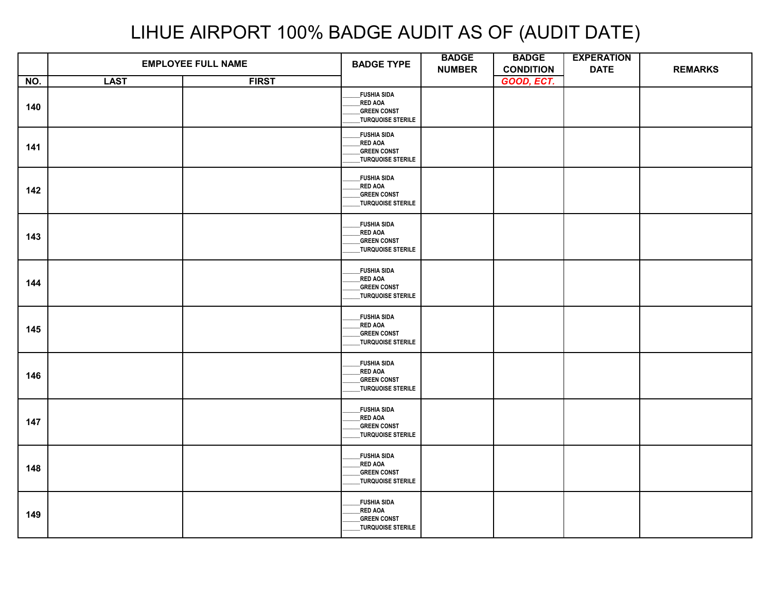# LIHUE AIRPORT 100% BADGE AUDIT AS OF (AUDIT DATE)

| | EMPLOYEE FULL NAME | | BADGE TYPE | BADGE NUMBER | BADGE CONDITION | EXPERATION DATE | REMARKS |
|---|---|---|---|---|---|---|---|
| NO. | LAST | FIRST | | | *GOOD, ECT.* | | |
| 140 | | | ______FUSHIA SIDA<br>______RED AOA<br>______GREEN CONST<br>______TURQUOISE STERILE | | | | |
| 141 | | | ______FUSHIA SIDA<br>______RED AOA<br>______GREEN CONST<br>______TURQUOISE STERILE | | | | |
| 142 | | | ______FUSHIA SIDA<br>______RED AOA<br>______GREEN CONST<br>______TURQUOISE STERILE | | | | |
| 143 | | | ______FUSHIA SIDA<br>______RED AOA<br>______GREEN CONST<br>______TURQUOISE STERILE | | | | |
| 144 | | | ______FUSHIA SIDA<br>______RED AOA<br>______GREEN CONST<br>______TURQUOISE STERILE | | | | |
| 145 | | | ______FUSHIA SIDA<br>______RED AOA<br>______GREEN CONST<br>______TURQUOISE STERILE | | | | |
| 146 | | | ______FUSHIA SIDA<br>______RED AOA<br>______GREEN CONST<br>______TURQUOISE STERILE | | | | |
| 147 | | | ______FUSHIA SIDA<br>______RED AOA<br>______GREEN CONST<br>______TURQUOISE STERILE | | | | |
| 148 | | | ______FUSHIA SIDA<br>______RED AOA<br>______GREEN CONST<br>______TURQUOISE STERILE | | | | |
| 149 | | | ______FUSHIA SIDA<br>______RED AOA<br>______GREEN CONST<br>______TURQUOISE STERILE | | | | |